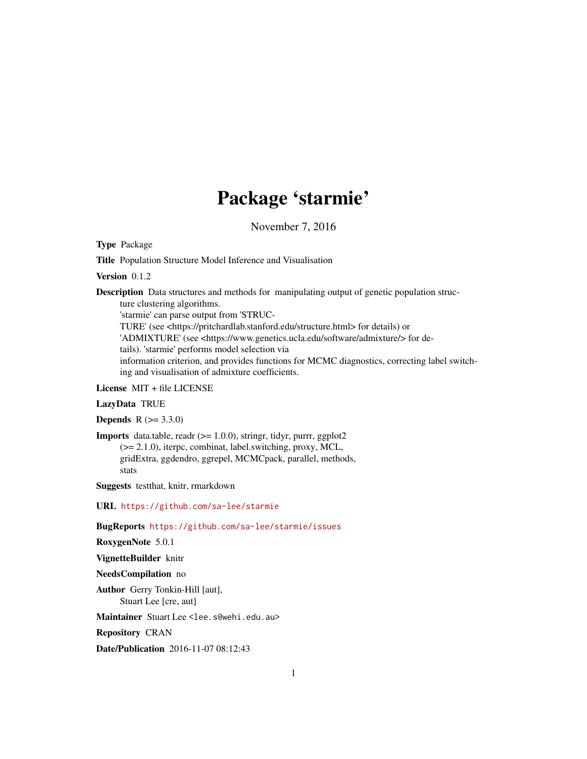# Package 'starmie'

November 7, 2016

**Type** Package

**Title** Population Structure Model Inference and Visualisation

**Version** 0.1.2

**Description** Data structures and methods for manipulating output of genetic population structure clustering algorithms.
'starmie' can parse output from 'STRUCTURE' (see <https://pritchardlab.stanford.edu/structure.html> for details) or 'ADMIXTURE' (see <https://www.genetics.ucla.edu/software/admixture/> for details). 'starmie' performs model selection via information criterion, and provides functions for MCMC diagnostics, correcting label switching and visualisation of admixture coefficients.

**License** MIT + file LICENSE

**LazyData** TRUE

**Depends** R (>= 3.3.0)

**Imports** data.table, readr (>= 1.0.0), stringr, tidyr, purrr, ggplot2 (>= 2.1.0), iterpc, combinat, label.switching, proxy, MCL, gridExtra, ggdendro, ggrepel, MCMCpack, parallel, methods, stats

**Suggests** testthat, knitr, rmarkdown

**URL** https://github.com/sa-lee/starmie

**BugReports** https://github.com/sa-lee/starmie/issues

**RoxygenNote** 5.0.1

**VignetteBuilder** knitr

**NeedsCompilation** no

**Author** Gerry Tonkin-Hill [aut],
Stuart Lee [cre, aut]

**Maintainer** Stuart Lee <lee.s@wehi.edu.au>

**Repository** CRAN

**Date/Publication** 2016-11-07 08:12:43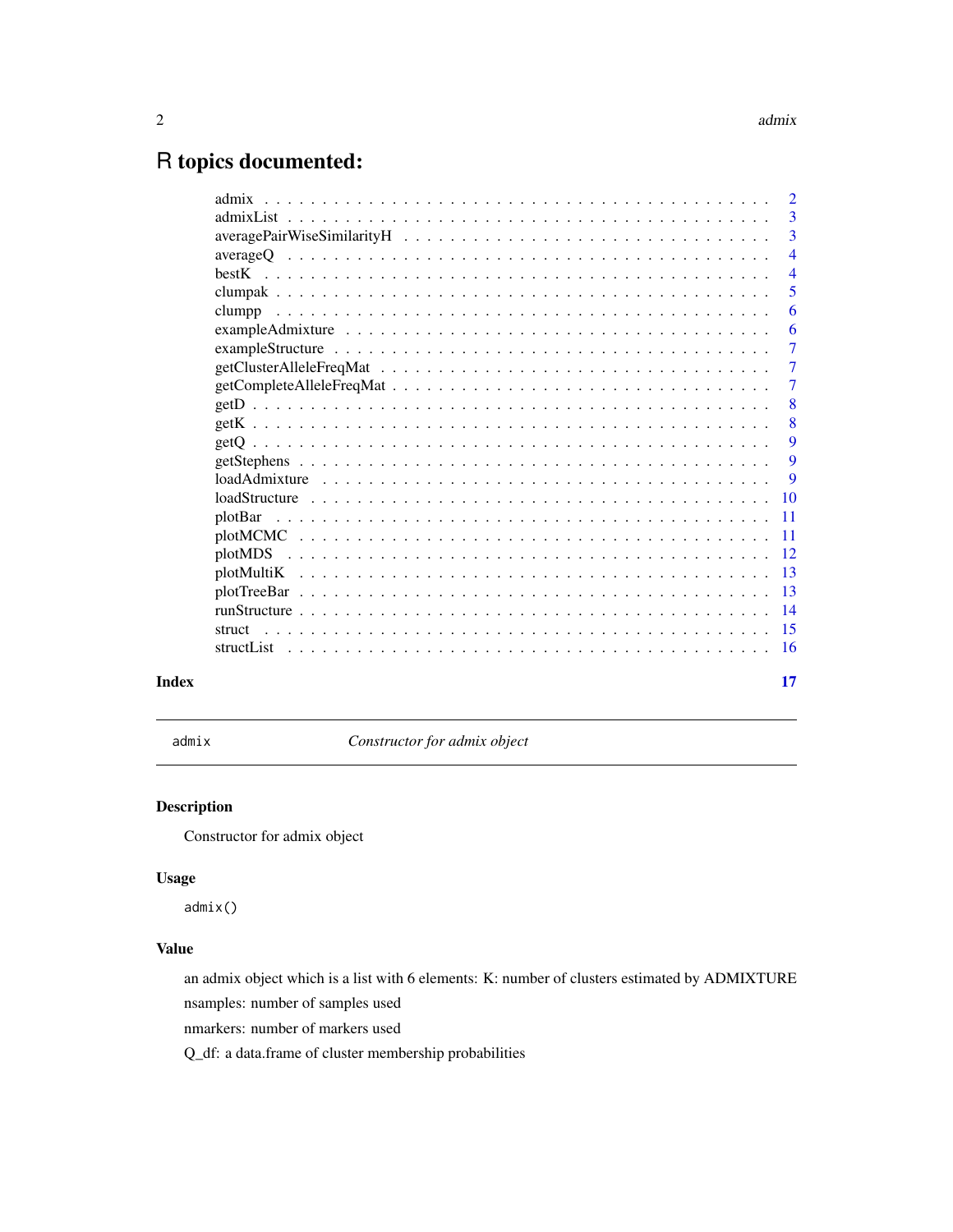# R topics documented:

| | |
|---|---|
| admix | 2 |
| admixList | 3 |
| averagePairWiseSimilarityH | 3 |
| averageQ | 4 |
| bestK | 4 |
| clumpak | 5 |
| clumpp | 6 |
| exampleAdmixture | 6 |
| exampleStructure | 7 |
| getClusterAlleleFreqMat | 7 |
| getCompleteAlleleFreqMat | 7 |
| getD | 8 |
| getK | 8 |
| getQ | 9 |
| getStephens | 9 |
| loadAdmixture | 9 |
| loadStructure | 10 |
| plotBar | 11 |
| plotMCMC | 11 |
| plotMDS | 12 |
| plotMultiK | 13 |
| plotTreeBar | 13 |
| runStructure | 14 |
| struct | 15 |
| structList | 16 |

**Index** **17**

---

`admix` *Constructor for admix object*

---

## Description

Constructor for admix object

## Usage

```
admix()
```

## Value

an admix object which is a list with 6 elements: K: number of clusters estimated by ADMIXTURE

nsamples: number of samples used

nmarkers: number of markers used

Q_df: a data.frame of cluster membership probabilities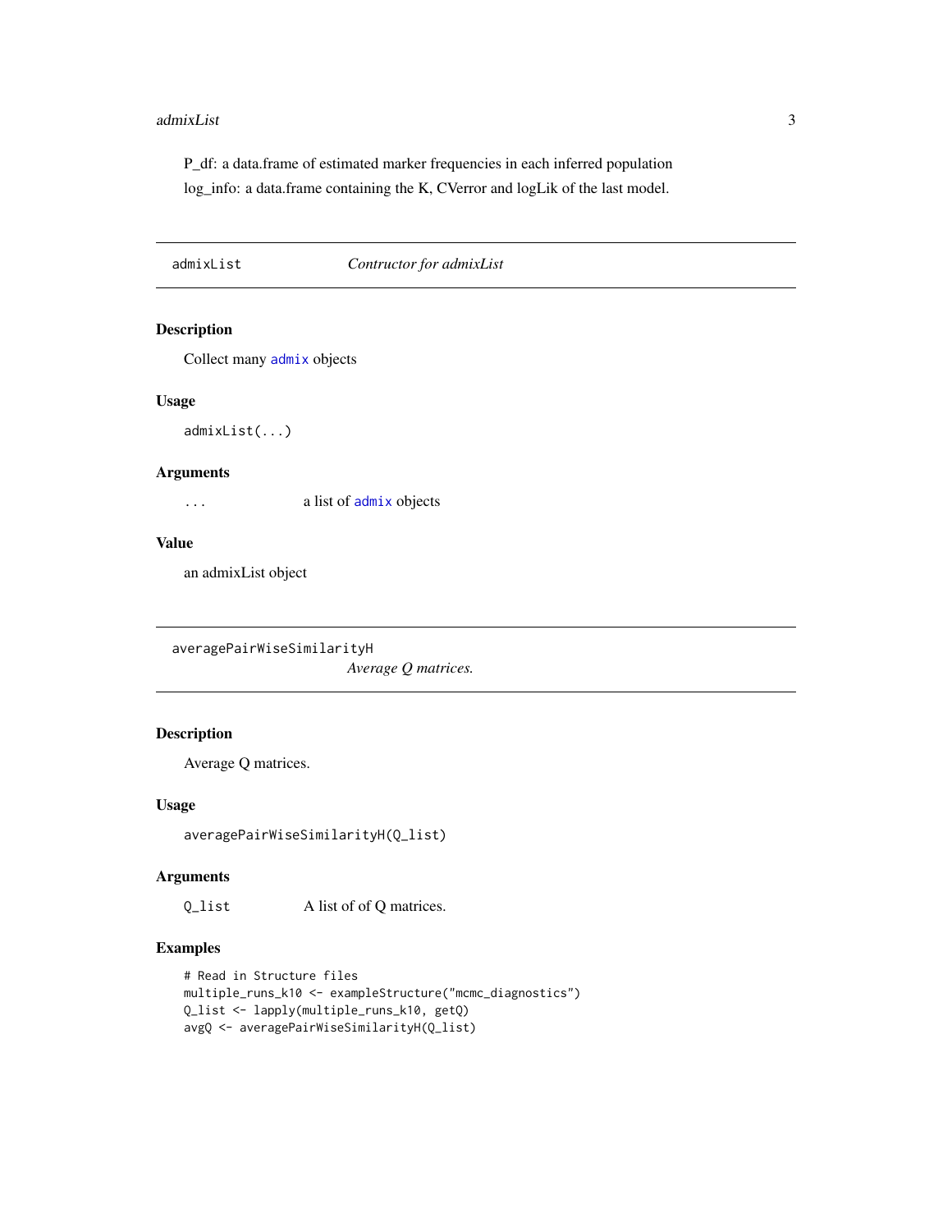P_df: a data.frame of estimated marker frequencies in each inferred population

log_info: a data.frame containing the K, CVerror and logLik of the last model.

---

## admixList — *Contructor for admixList*

### Description

Collect many admix objects

### Usage

```
admixList(...)
```

### Arguments

| | |
|---|---|
| ... | a list of admix objects |

### Value

an admixList object

---

## averagePairWiseSimilarityH — *Average Q matrices.*

### Description

Average Q matrices.

### Usage

```
averagePairWiseSimilarityH(Q_list)
```

### Arguments

| | |
|---|---|
| Q_list | A list of of Q matrices. |

### Examples

```
# Read in Structure files
multiple_runs_k10 <- exampleStructure("mcmc_diagnostics")
Q_list <- lapply(multiple_runs_k10, getQ)
avgQ <- averagePairWiseSimilarityH(Q_list)
```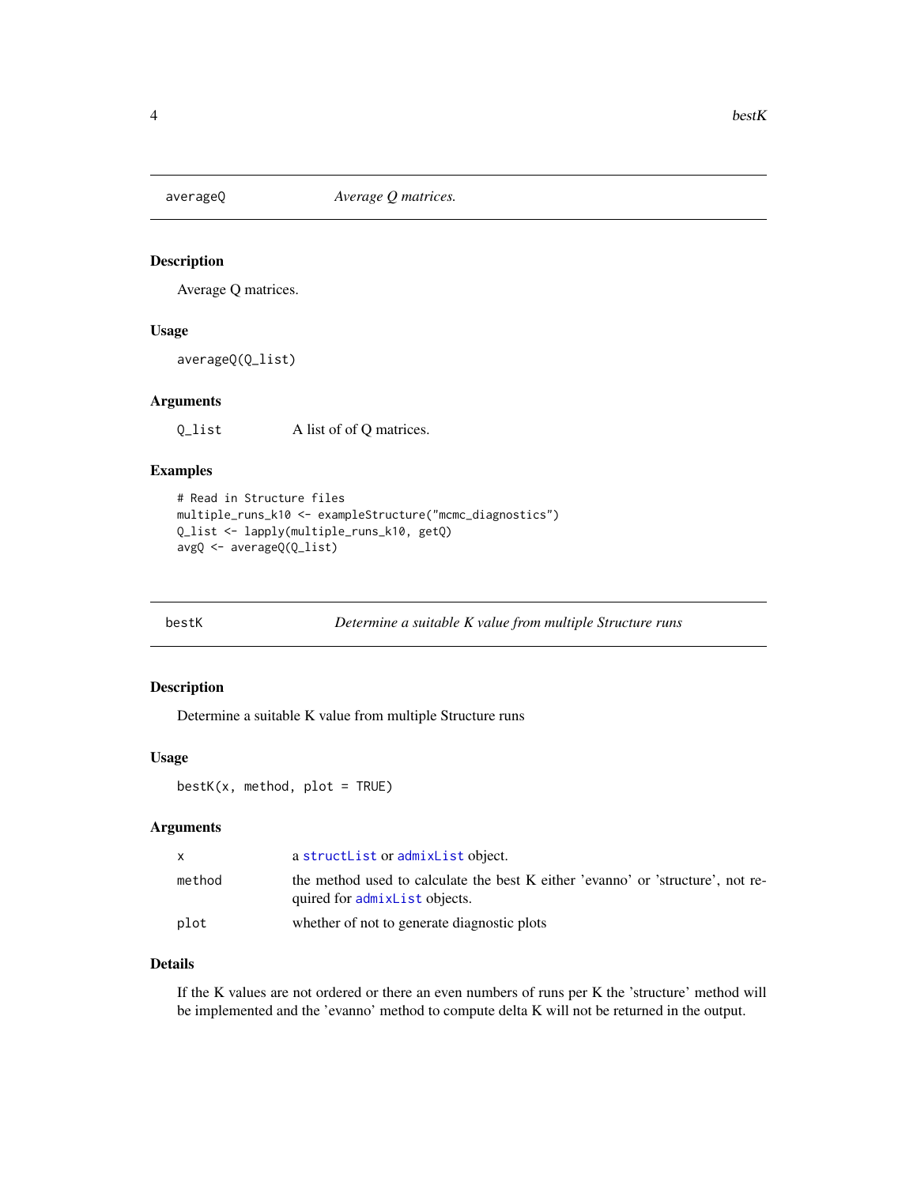## averageQ — *Average Q matrices.*

### Description

Average Q matrices.

### Usage

```
averageQ(Q_list)
```

### Arguments

| | |
|---|---|
| Q_list | A list of of Q matrices. |

### Examples

```
# Read in Structure files
multiple_runs_k10 <- exampleStructure("mcmc_diagnostics")
Q_list <- lapply(multiple_runs_k10, getQ)
avgQ <- averageQ(Q_list)
```

## bestK — *Determine a suitable K value from multiple Structure runs*

### Description

Determine a suitable K value from multiple Structure runs

### Usage

```
bestK(x, method, plot = TRUE)
```

### Arguments

| | |
|---|---|
| x | a structList or admixList object. |
| method | the method used to calculate the best K either 'evanno' or 'structure', not required for admixList objects. |
| plot | whether of not to generate diagnostic plots |

### Details

If the K values are not ordered or there an even numbers of runs per K the 'structure' method will be implemented and the 'evanno' method to compute delta K will not be returned in the output.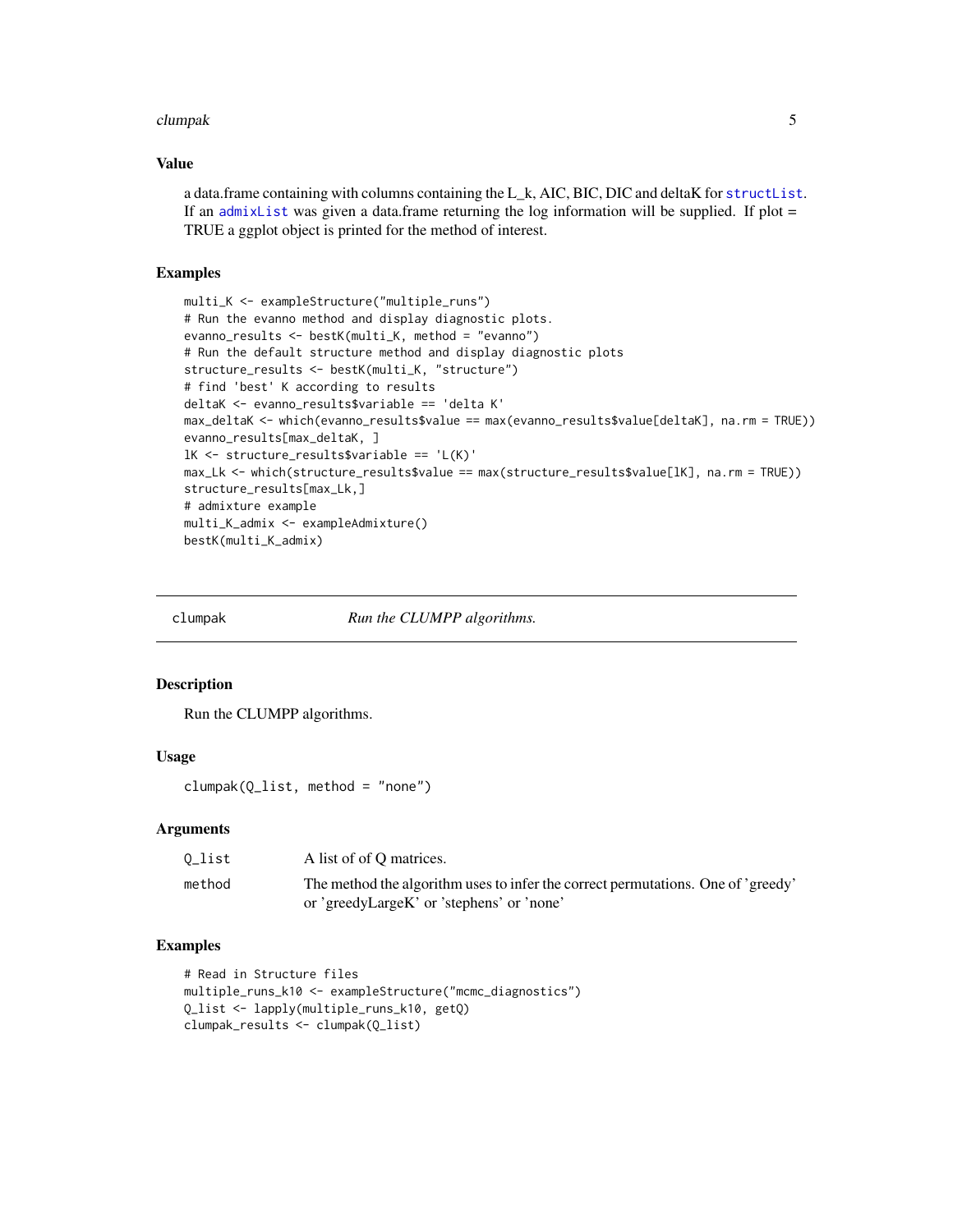### Value

a data.frame containing with columns containing the L_k, AIC, BIC, DIC and deltaK for structList. If an admixList was given a data.frame returning the log information will be supplied. If plot = TRUE a ggplot object is printed for the method of interest.

### Examples

```
multi_K <- exampleStructure("multiple_runs")
# Run the evanno method and display diagnostic plots.
evanno_results <- bestK(multi_K, method = "evanno")
# Run the default structure method and display diagnostic plots
structure_results <- bestK(multi_K, "structure")
# find 'best' K according to results
deltaK <- evanno_results$variable == 'delta K'
max_deltaK <- which(evanno_results$value == max(evanno_results$value[deltaK], na.rm = TRUE))
evanno_results[max_deltaK, ]
lK <- structure_results$variable == 'L(K)'
max_Lk <- which(structure_results$value == max(structure_results$value[lK], na.rm = TRUE))
structure_results[max_Lk,]
# admixture example
multi_K_admix <- exampleAdmixture()
bestK(multi_K_admix)
```

---

## clumpak *Run the CLUMPP algorithms.*

### Description

Run the CLUMPP algorithms.

### Usage

```
clumpak(Q_list, method = "none")
```

### Arguments

| | |
|---|---|
| Q_list | A list of of Q matrices. |
| method | The method the algorithm uses to infer the correct permutations. One of 'greedy' or 'greedyLargeK' or 'stephens' or 'none' |

### Examples

```
# Read in Structure files
multiple_runs_k10 <- exampleStructure("mcmc_diagnostics")
Q_list <- lapply(multiple_runs_k10, getQ)
clumpak_results <- clumpak(Q_list)
```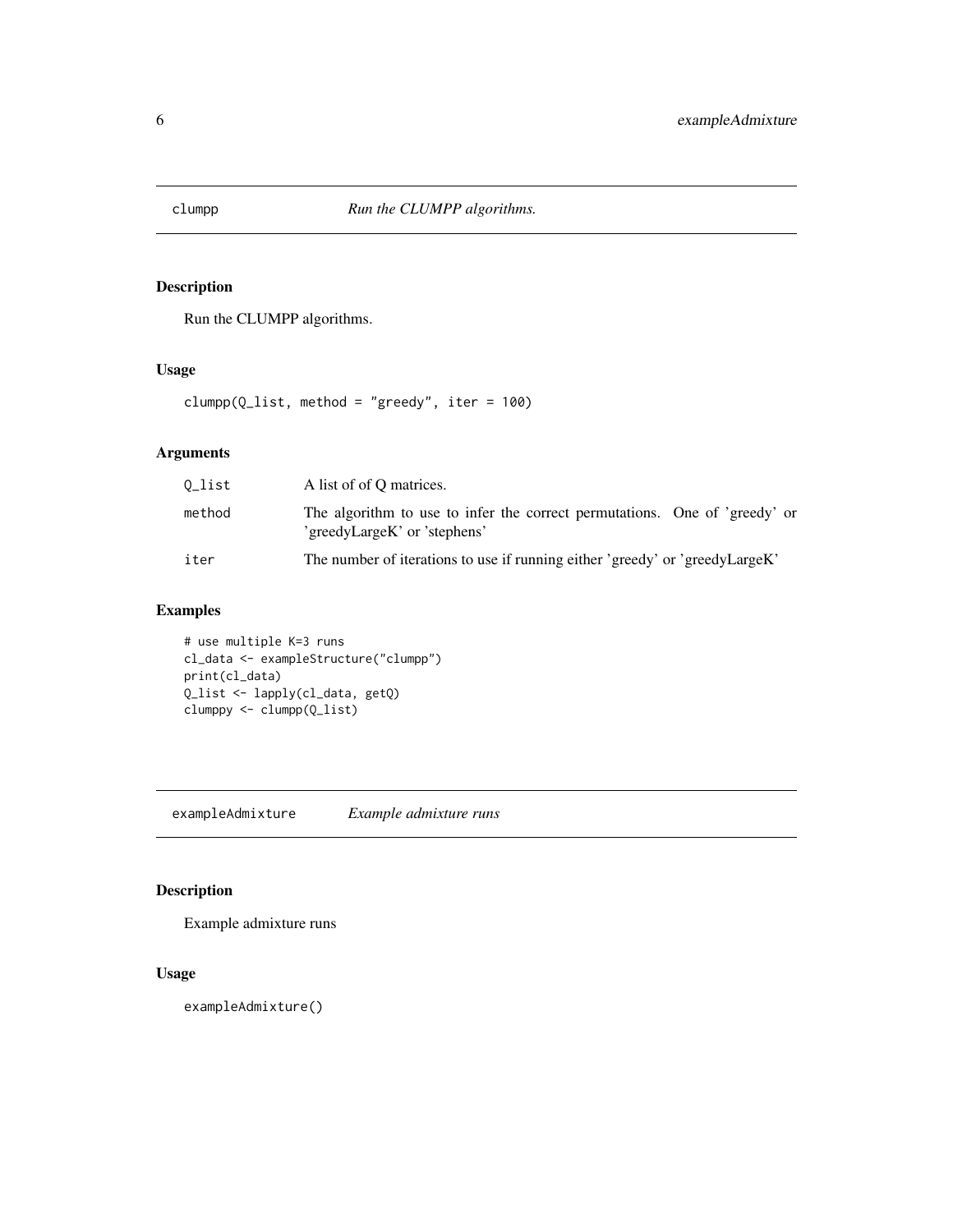## clumpp — *Run the CLUMPP algorithms.*

### Description

Run the CLUMPP algorithms.

### Usage

```
clumpp(Q_list, method = "greedy", iter = 100)
```

### Arguments

| | |
|---|---|
| Q_list | A list of of Q matrices. |
| method | The algorithm to use to infer the correct permutations. One of 'greedy' or 'greedyLargeK' or 'stephens' |
| iter | The number of iterations to use if running either 'greedy' or 'greedyLargeK' |

### Examples

```
# use multiple K=3 runs
cl_data <- exampleStructure("clumpp")
print(cl_data)
Q_list <- lapply(cl_data, getQ)
clumppy <- clumpp(Q_list)
```

## exampleAdmixture — *Example admixture runs*

### Description

Example admixture runs

### Usage

```
exampleAdmixture()
```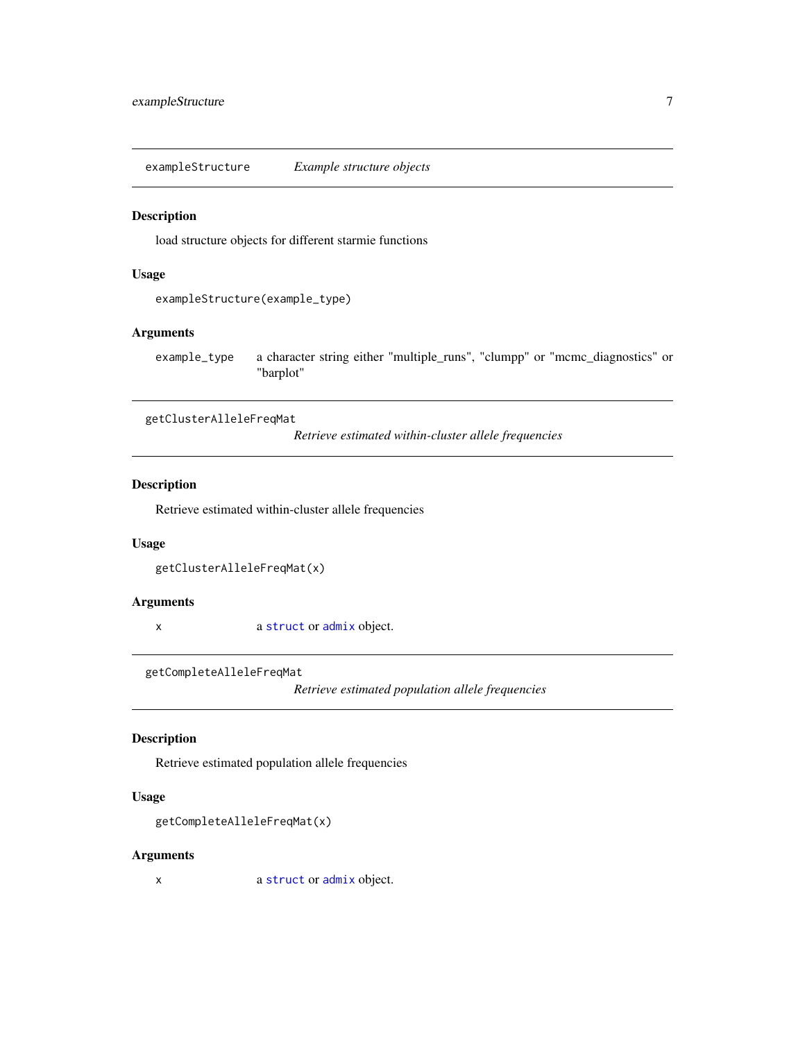## exampleStructure — *Example structure objects*

### Description

load structure objects for different starmie functions

### Usage

```
exampleStructure(example_type)
```

### Arguments

| | |
|---|---|
| example_type | a character string either "multiple_runs", "clumpp" or "mcmc_diagnostics" or "barplot" |

## getClusterAlleleFreqMat — *Retrieve estimated within-cluster allele frequencies*

### Description

Retrieve estimated within-cluster allele frequencies

### Usage

```
getClusterAlleleFreqMat(x)
```

### Arguments

| | |
|---|---|
| x | a struct or admix object. |

## getCompleteAlleleFreqMat — *Retrieve estimated population allele frequencies*

### Description

Retrieve estimated population allele frequencies

### Usage

```
getCompleteAlleleFreqMat(x)
```

### Arguments

| | |
|---|---|
| x | a struct or admix object. |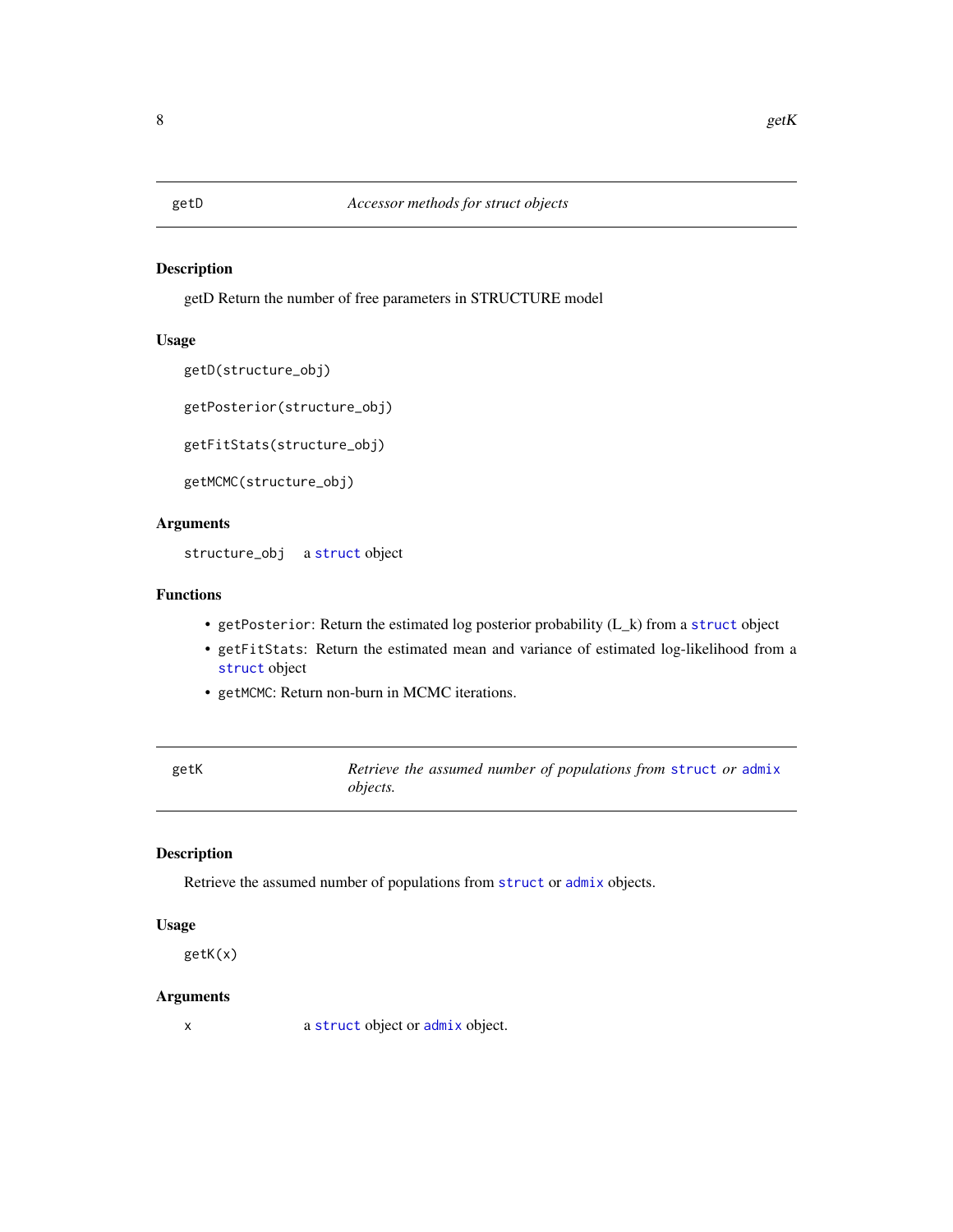## getD — *Accessor methods for struct objects*

### Description

getD Return the number of free parameters in STRUCTURE model

### Usage

```
getD(structure_obj)

getPosterior(structure_obj)

getFitStats(structure_obj)

getMCMC(structure_obj)
```

### Arguments

| | |
|---|---|
| structure_obj | a `struct` object |

### Functions

- `getPosterior`: Return the estimated log posterior probability (L_k) from a `struct` object
- `getFitStats`: Return the estimated mean and variance of estimated log-likelihood from a `struct` object
- `getMCMC`: Return non-burn in MCMC iterations.

## getK — *Retrieve the assumed number of populations from `struct` or `admix` objects.*

### Description

Retrieve the assumed number of populations from `struct` or `admix` objects.

### Usage

```
getK(x)
```

### Arguments

| | |
|---|---|
| x | a `struct` object or `admix` object. |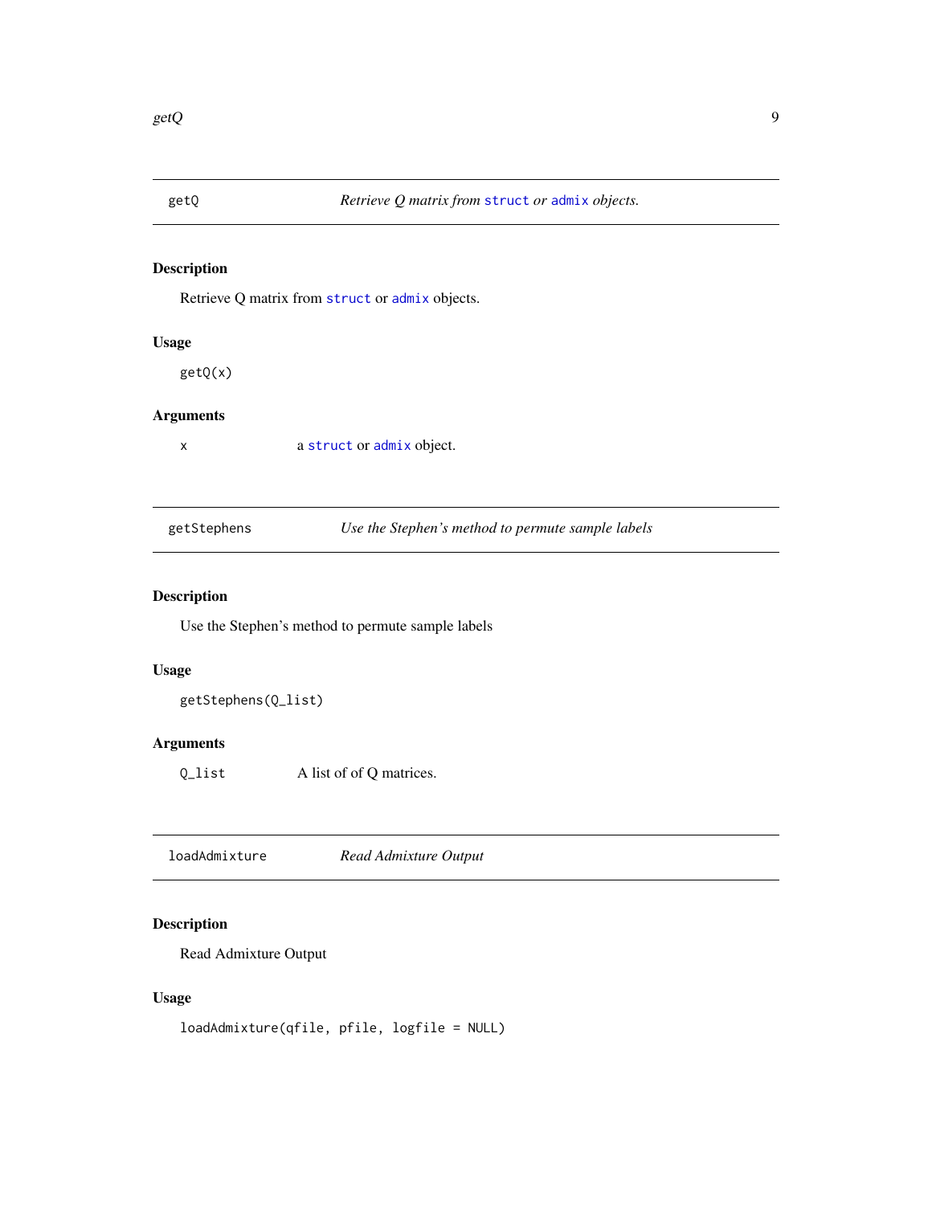## getQ — *Retrieve Q matrix from `struct` or `admix` objects.*

### Description

Retrieve Q matrix from `struct` or `admix` objects.

### Usage

```
getQ(x)
```

### Arguments

| | |
|---|---|
| x | a `struct` or `admix` object. |

## getStephens — *Use the Stephen's method to permute sample labels*

### Description

Use the Stephen's method to permute sample labels

### Usage

```
getStephens(Q_list)
```

### Arguments

| | |
|---|---|
| Q_list | A list of of Q matrices. |

## loadAdmixture — *Read Admixture Output*

### Description

Read Admixture Output

### Usage

```
loadAdmixture(qfile, pfile, logfile = NULL)
```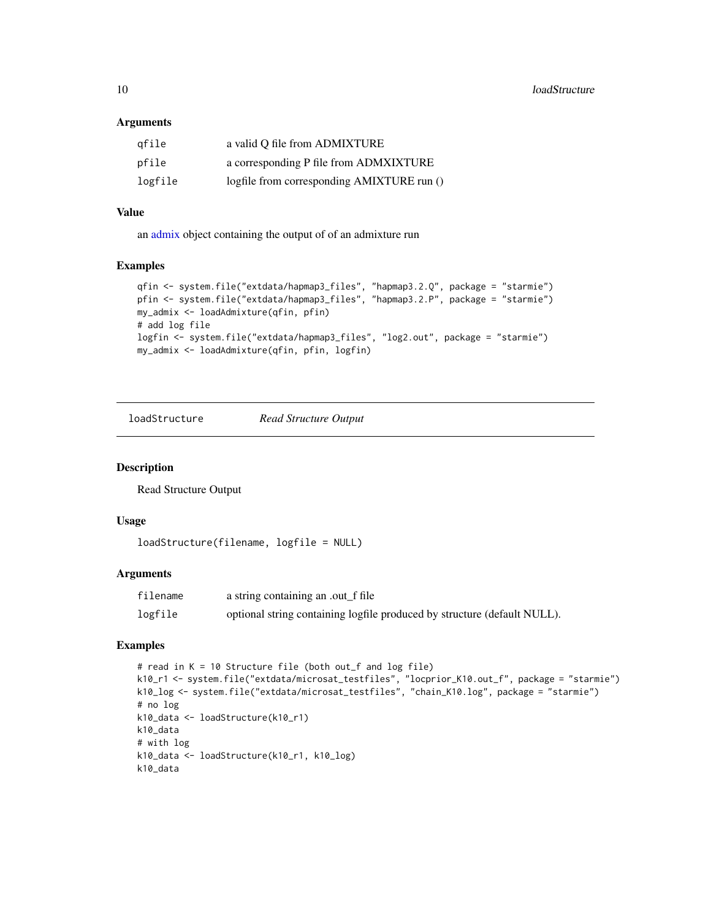### Arguments

| | |
|---|---|
| qfile | a valid Q file from ADMIXTURE |
| pfile | a corresponding P file from ADMXIXTURE |
| logfile | logfile from corresponding AMIXTURE run () |

### Value

an admix object containing the output of of an admixture run

### Examples

```
qfin <- system.file("extdata/hapmap3_files", "hapmap3.2.Q", package = "starmie")
pfin <- system.file("extdata/hapmap3_files", "hapmap3.2.P", package = "starmie")
my_admix <- loadAdmixture(qfin, pfin)
# add log file
logfin <- system.file("extdata/hapmap3_files", "log2.out", package = "starmie")
my_admix <- loadAdmixture(qfin, pfin, logfin)
```

---

## loadStructure &nbsp;&nbsp;&nbsp; *Read Structure Output*

### Description

Read Structure Output

### Usage

```
loadStructure(filename, logfile = NULL)
```

### Arguments

| | |
|---|---|
| filename | a string containing an .out_f file |
| logfile | optional string containing logfile produced by structure (default NULL). |

### Examples

```
# read in K = 10 Structure file (both out_f and log file)
k10_r1 <- system.file("extdata/microsat_testfiles", "locprior_K10.out_f", package = "starmie")
k10_log <- system.file("extdata/microsat_testfiles", "chain_K10.log", package = "starmie")
# no log
k10_data <- loadStructure(k10_r1)
k10_data
# with log
k10_data <- loadStructure(k10_r1, k10_log)
k10_data
```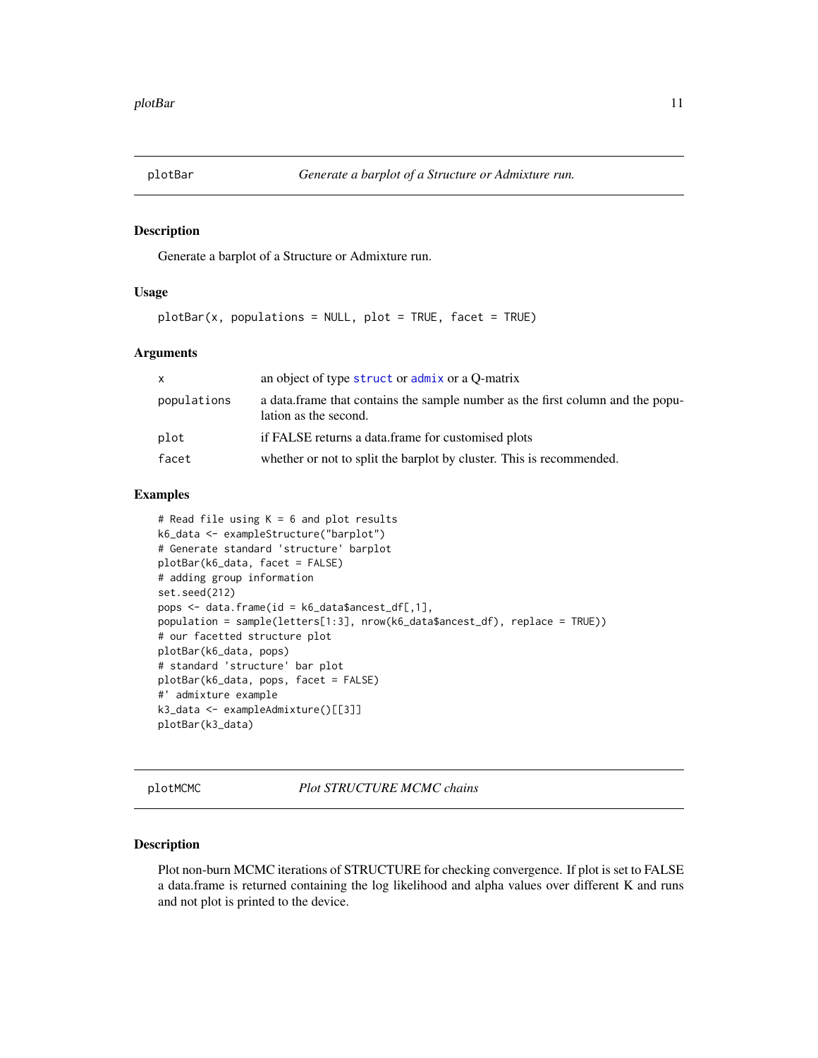## plotBar — *Generate a barplot of a Structure or Admixture run.*

### Description

Generate a barplot of a Structure or Admixture run.

### Usage

```
plotBar(x, populations = NULL, plot = TRUE, facet = TRUE)
```

### Arguments

| | |
|---|---|
| `x` | an object of type `struct` or `admix` or a Q-matrix |
| `populations` | a data.frame that contains the sample number as the first column and the population as the second. |
| `plot` | if FALSE returns a data.frame for customised plots |
| `facet` | whether or not to split the barplot by cluster. This is recommended. |

### Examples

```
# Read file using K = 6 and plot results
k6_data <- exampleStructure("barplot")
# Generate standard 'structure' barplot
plotBar(k6_data, facet = FALSE)
# adding group information
set.seed(212)
pops <- data.frame(id = k6_data$ancest_df[,1],
population = sample(letters[1:3], nrow(k6_data$ancest_df), replace = TRUE))
# our facetted structure plot
plotBar(k6_data, pops)
# standard 'structure' bar plot
plotBar(k6_data, pops, facet = FALSE)
#' admixture example
k3_data <- exampleAdmixture()[[3]]
plotBar(k3_data)
```

## plotMCMC — *Plot STRUCTURE MCMC chains*

### Description

Plot non-burn MCMC iterations of STRUCTURE for checking convergence. If plot is set to FALSE a data.frame is returned containing the log likelihood and alpha values over different K and runs and not plot is printed to the device.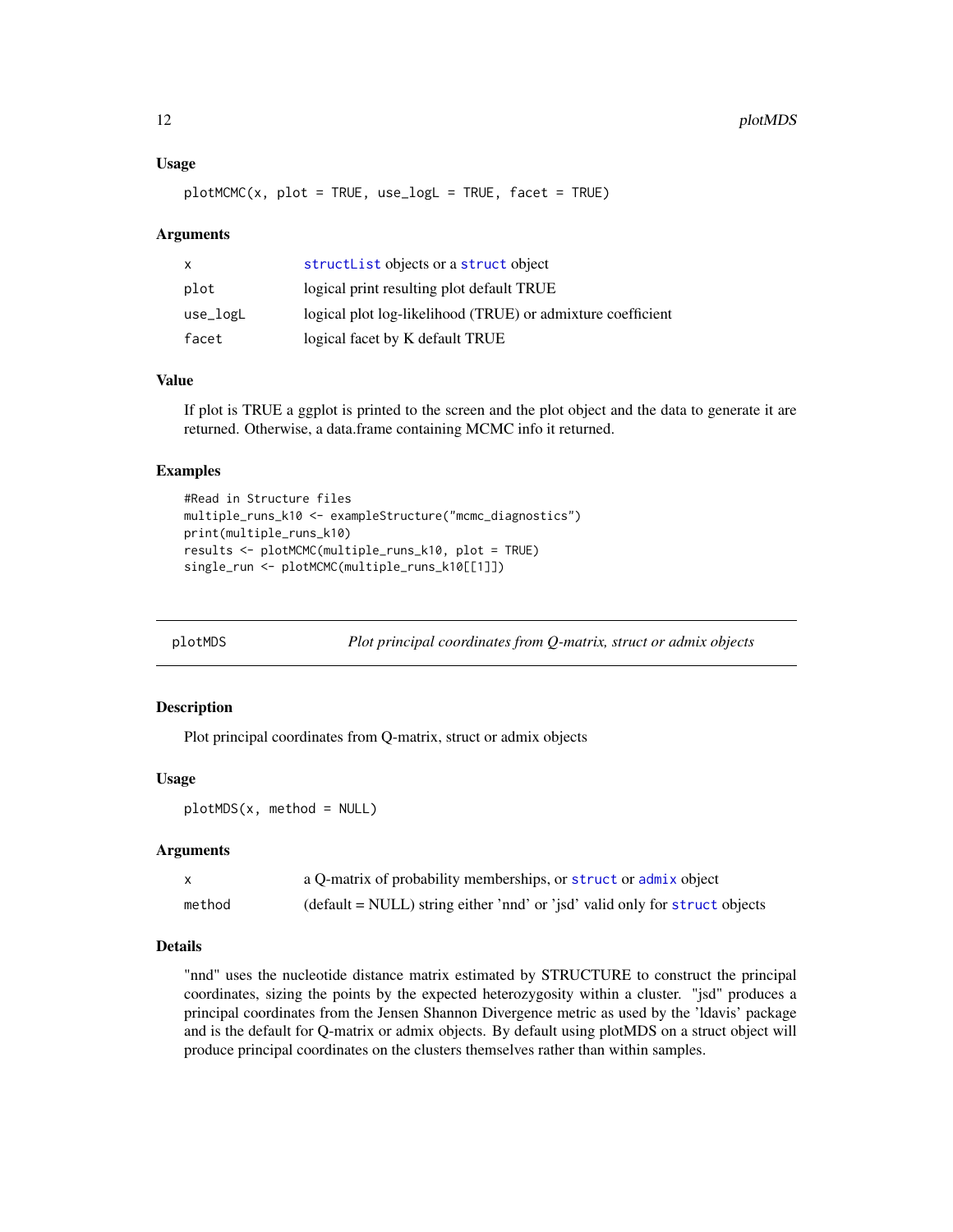### Usage

```
plotMCMC(x, plot = TRUE, use_logL = TRUE, facet = TRUE)
```

### Arguments

| | |
|---|---|
| x | structList objects or a struct object |
| plot | logical print resulting plot default TRUE |
| use_logL | logical plot log-likelihood (TRUE) or admixture coefficient |
| facet | logical facet by K default TRUE |

### Value

If plot is TRUE a ggplot is printed to the screen and the plot object and the data to generate it are returned. Otherwise, a data.frame containing MCMC info it returned.

### Examples

```
#Read in Structure files
multiple_runs_k10 <- exampleStructure("mcmc_diagnostics")
print(multiple_runs_k10)
results <- plotMCMC(multiple_runs_k10, plot = TRUE)
single_run <- plotMCMC(multiple_runs_k10[[1]])
```

---

## plotMDS — *Plot principal coordinates from Q-matrix, struct or admix objects*

### Description

Plot principal coordinates from Q-matrix, struct or admix objects

### Usage

```
plotMDS(x, method = NULL)
```

### Arguments

| | |
|---|---|
| x | a Q-matrix of probability memberships, or struct or admix object |
| method | (default = NULL) string either 'nnd' or 'jsd' valid only for struct objects |

### Details

"nnd" uses the nucleotide distance matrix estimated by STRUCTURE to construct the principal coordinates, sizing the points by the expected heterozygosity within a cluster. "jsd" produces a principal coordinates from the Jensen Shannon Divergence metric as used by the 'ldavis' package and is the default for Q-matrix or admix objects. By default using plotMDS on a struct object will produce principal coordinates on the clusters themselves rather than within samples.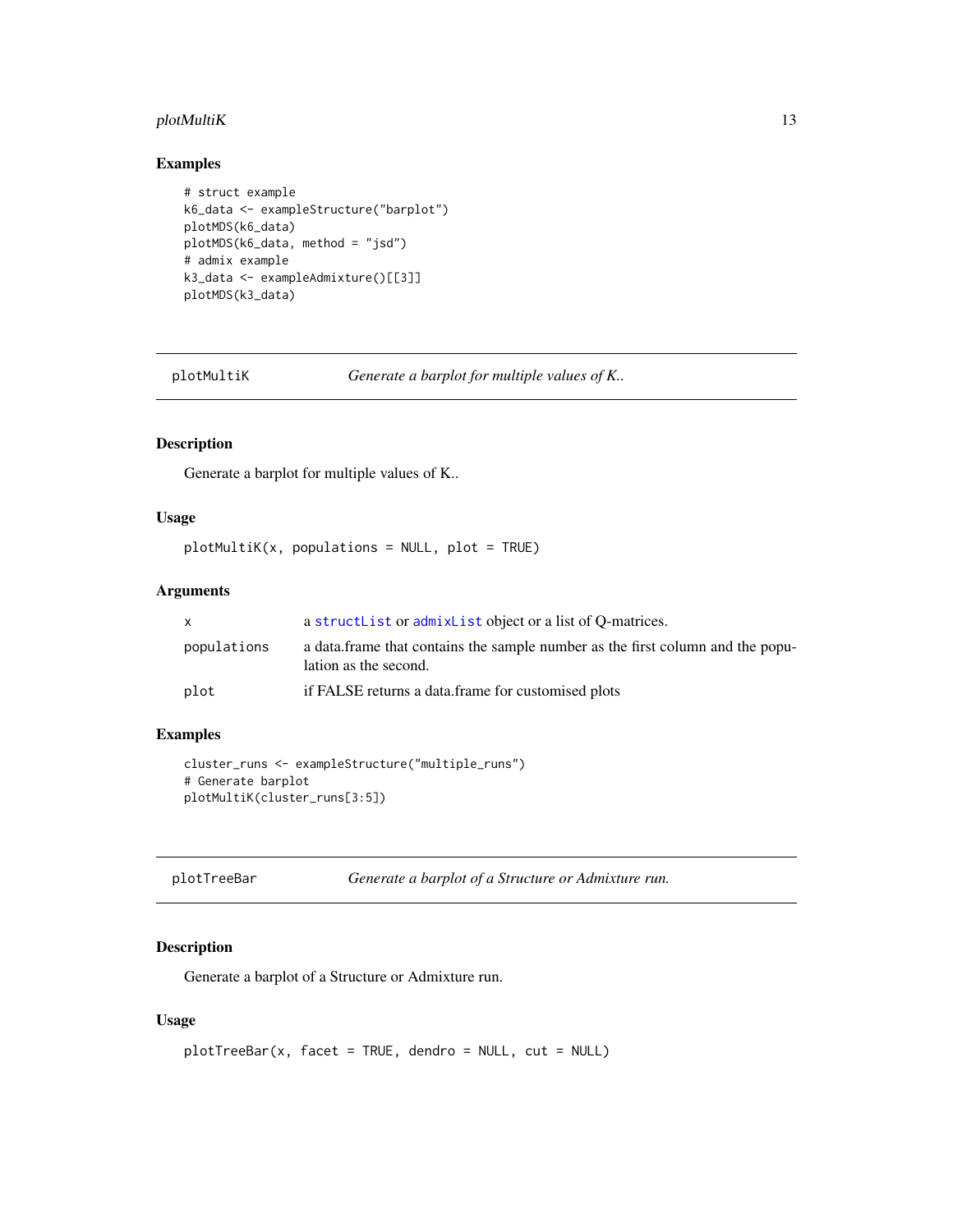## Examples

```
# struct example
k6_data <- exampleStructure("barplot")
plotMDS(k6_data)
plotMDS(k6_data, method = "jsd")
# admix example
k3_data <- exampleAdmixture()[[3]]
plotMDS(k3_data)
```

---

# plotMultiK — *Generate a barplot for multiple values of K..*

## Description

Generate a barplot for multiple values of K..

## Usage

```
plotMultiK(x, populations = NULL, plot = TRUE)
```

## Arguments

| | |
|---|---|
| x | a structList or admixList object or a list of Q-matrices. |
| populations | a data.frame that contains the sample number as the first column and the population as the second. |
| plot | if FALSE returns a data.frame for customised plots |

## Examples

```
cluster_runs <- exampleStructure("multiple_runs")
# Generate barplot
plotMultiK(cluster_runs[3:5])
```

---

# plotTreeBar — *Generate a barplot of a Structure or Admixture run.*

## Description

Generate a barplot of a Structure or Admixture run.

## Usage

```
plotTreeBar(x, facet = TRUE, dendro = NULL, cut = NULL)
```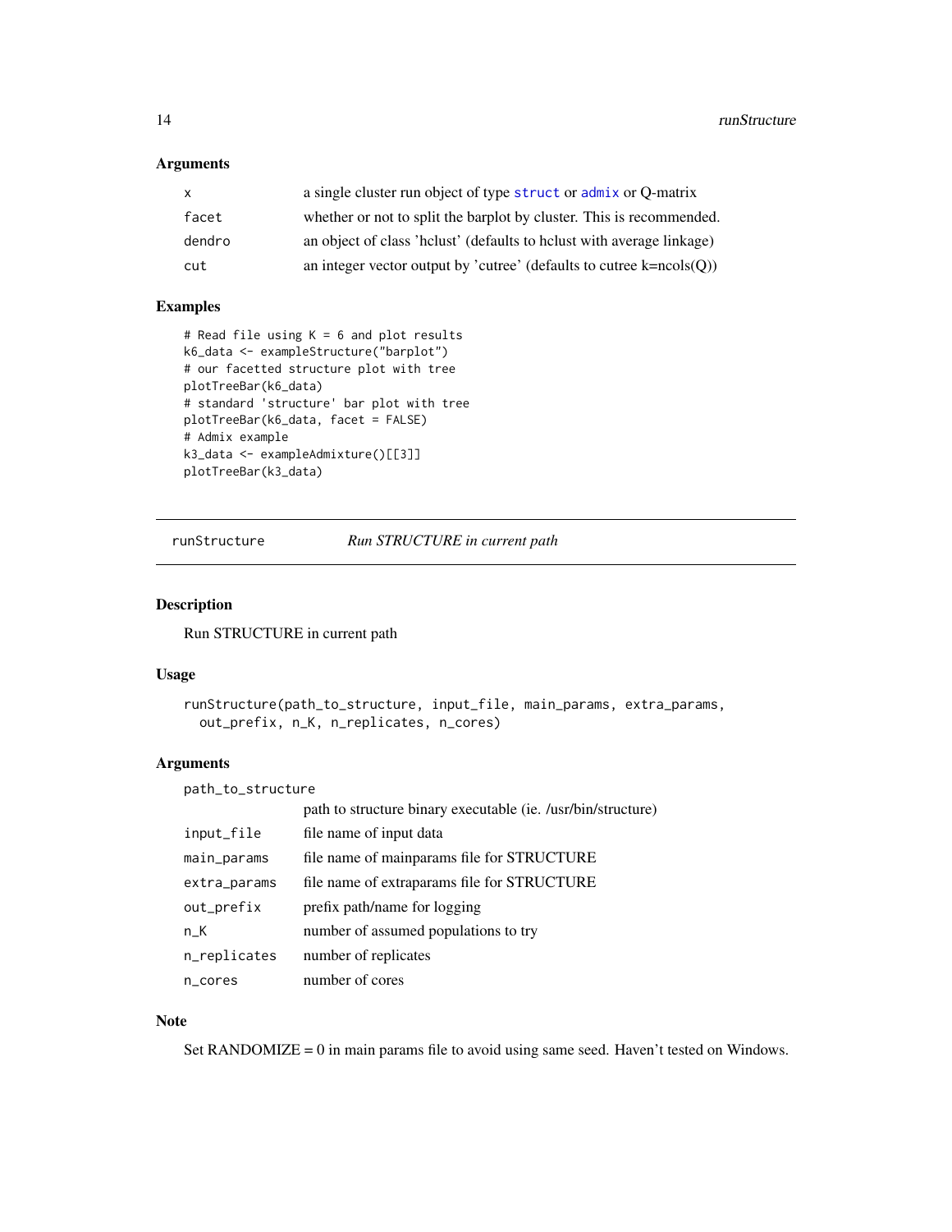### Arguments

| | |
|---|---|
| x | a single cluster run object of type struct or admix or Q-matrix |
| facet | whether or not to split the barplot by cluster. This is recommended. |
| dendro | an object of class 'hclust' (defaults to hclust with average linkage) |
| cut | an integer vector output by 'cutree' (defaults to cutree k=ncols(Q)) |

### Examples

```
# Read file using K = 6 and plot results
k6_data <- exampleStructure("barplot")
# our facetted structure plot with tree
plotTreeBar(k6_data)
# standard 'structure' bar plot with tree
plotTreeBar(k6_data, facet = FALSE)
# Admix example
k3_data <- exampleAdmixture()[[3]]
plotTreeBar(k3_data)
```

---

## runStructure &nbsp;&nbsp;&nbsp; *Run STRUCTURE in current path*

### Description

Run STRUCTURE in current path

### Usage

```
runStructure(path_to_structure, input_file, main_params, extra_params,
  out_prefix, n_K, n_replicates, n_cores)
```

### Arguments

| | |
|---|---|
| path_to_structure | path to structure binary executable (ie. /usr/bin/structure) |
| input_file | file name of input data |
| main_params | file name of mainparams file for STRUCTURE |
| extra_params | file name of extraparams file for STRUCTURE |
| out_prefix | prefix path/name for logging |
| n_K | number of assumed populations to try |
| n_replicates | number of replicates |
| n_cores | number of cores |

### Note

Set RANDOMIZE = 0 in main params file to avoid using same seed. Haven't tested on Windows.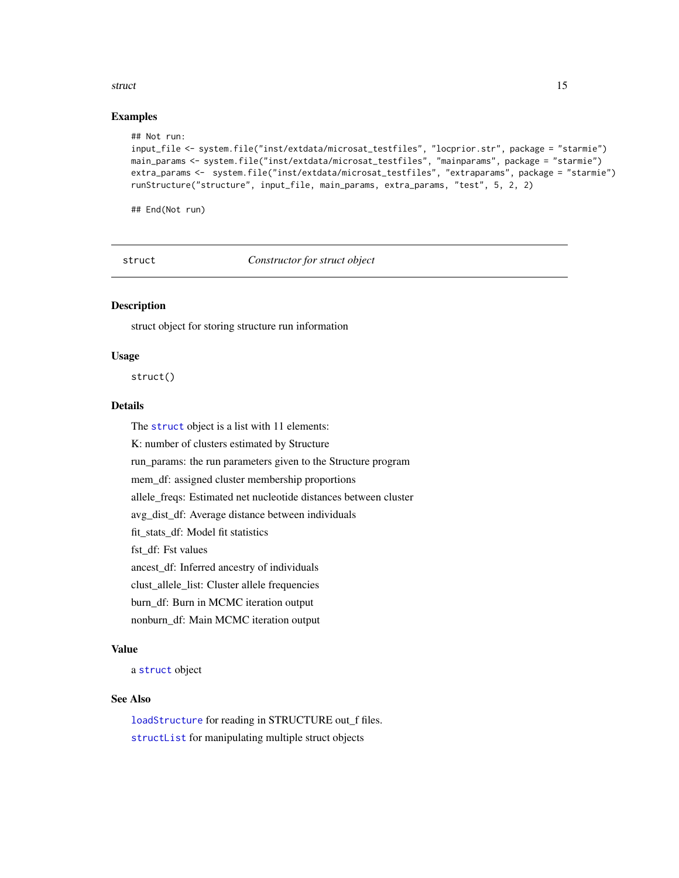### Examples

```
## Not run:
input_file <- system.file("inst/extdata/microsat_testfiles", "locprior.str", package = "starmie")
main_params <- system.file("inst/extdata/microsat_testfiles", "mainparams", package = "starmie")
extra_params <-  system.file("inst/extdata/microsat_testfiles", "extraparams", package = "starmie")
runStructure("structure", input_file, main_params, extra_params, "test", 5, 2, 2)

## End(Not run)
```

---

## struct — *Constructor for struct object*

---

### Description

struct object for storing structure run information

### Usage

```
struct()
```

### Details

The `struct` object is a list with 11 elements:

K: number of clusters estimated by Structure

run_params: the run parameters given to the Structure program

mem_df: assigned cluster membership proportions

allele_freqs: Estimated net nucleotide distances between cluster

avg_dist_df: Average distance between individuals

fit_stats_df: Model fit statistics

fst_df: Fst values

ancest_df: Inferred ancestry of individuals

clust_allele_list: Cluster allele frequencies

burn_df: Burn in MCMC iteration output

nonburn_df: Main MCMC iteration output

### Value

a `struct` object

### See Also

`loadStructure` for reading in STRUCTURE out_f files.

`structList` for manipulating multiple struct objects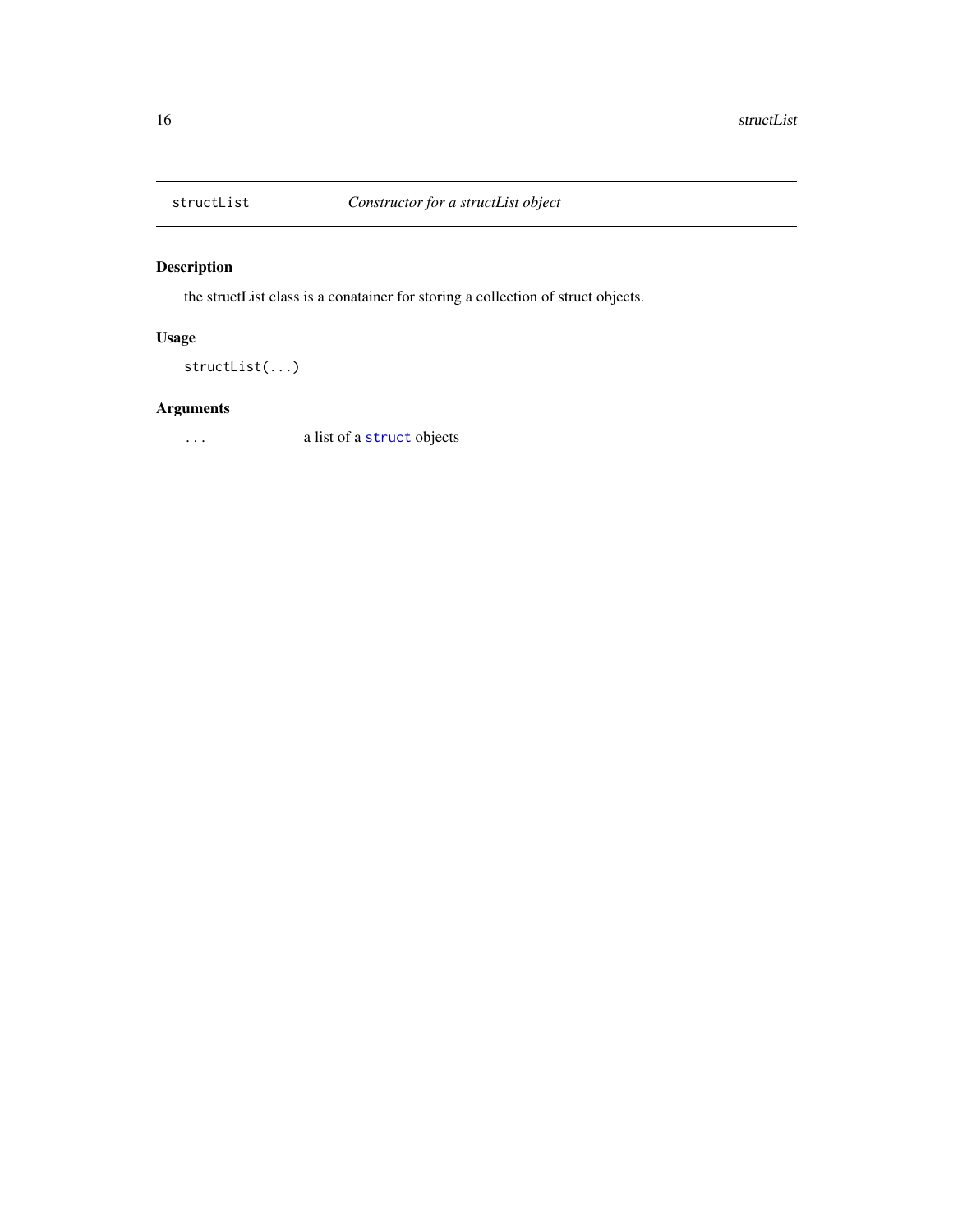## structList — *Constructor for a structList object*

### Description

the structList class is a conatainer for storing a collection of struct objects.

### Usage

```
structList(...)
```

### Arguments

| | |
|---|---|
| `...` | a list of a `struct` objects |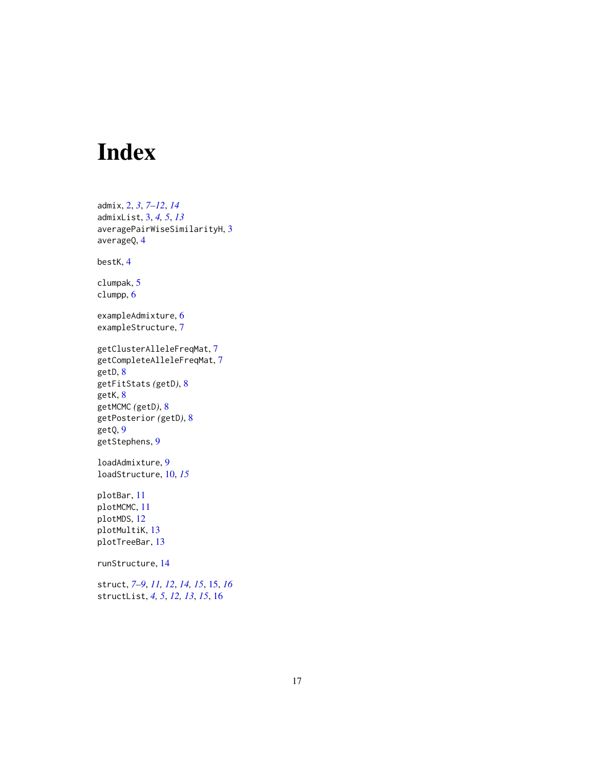# Index

admix, 2, *3*, *7–12*, *14*
admixList, 3, *4, 5*, *13*
averagePairWiseSimilarityH, 3
averageQ, 4

bestK, 4

clumpak, 5
clumpp, 6

exampleAdmixture, 6
exampleStructure, 7

getClusterAlleleFreqMat, 7
getCompleteAlleleFreqMat, 7
getD, 8
getFitStats *(*getD*)*, 8
getK, 8
getMCMC *(*getD*)*, 8
getPosterior *(*getD*)*, 8
getQ, 9
getStephens, 9

loadAdmixture, 9
loadStructure, 10, *15*

plotBar, 11
plotMCMC, 11
plotMDS, 12
plotMultiK, 13
plotTreeBar, 13

runStructure, 14

struct, *7–9*, *11, 12*, *14, 15*, 15, *16*
structList, *4, 5*, *12, 13*, *15*, 16